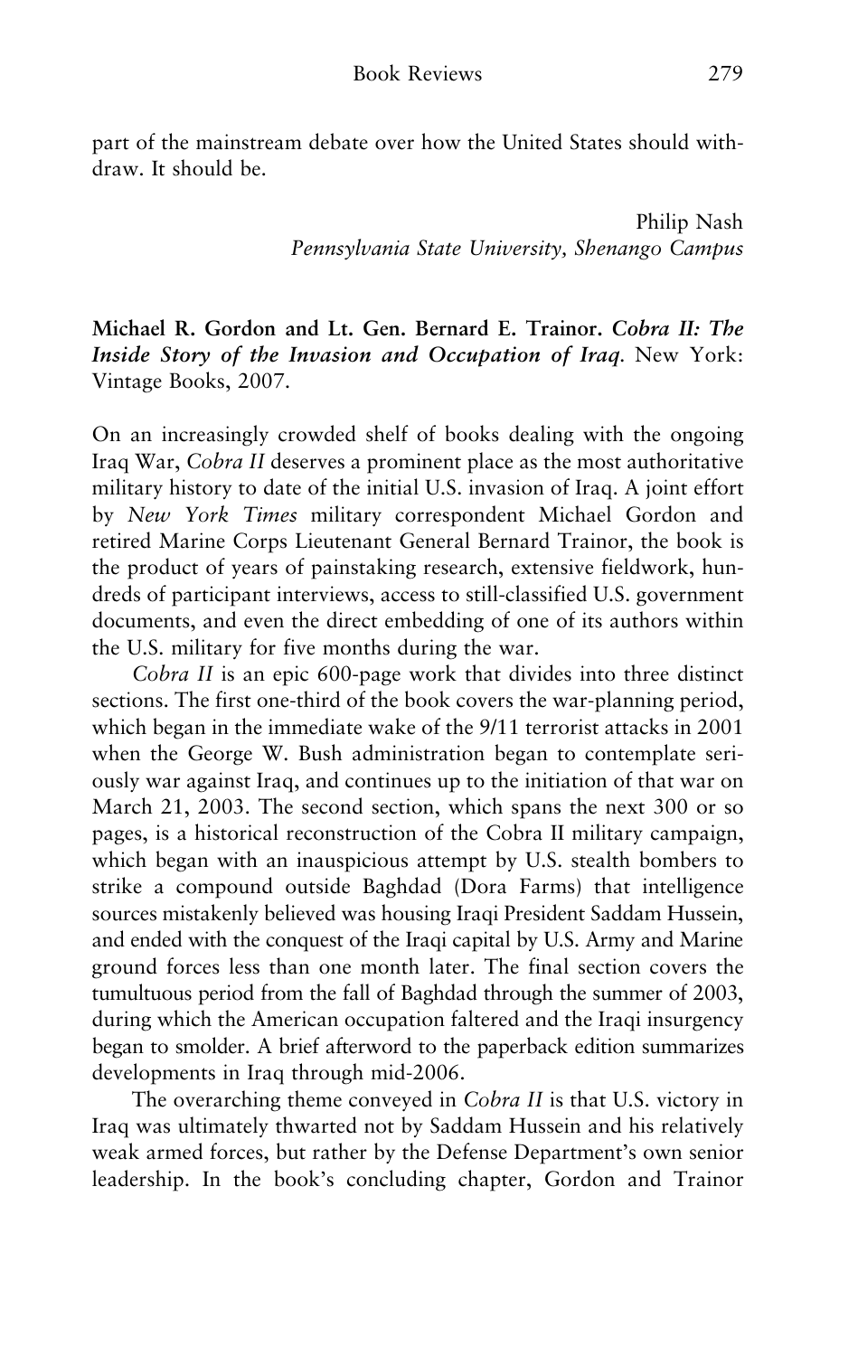part of the mainstream debate over how the United States should withdraw. It should be.

Philip Nash
*Pennsylvania State University, Shenango Campus*

**Michael R. Gordon and Lt. Gen. Bernard E. Trainor. *Cobra II: The Inside Story of the Invasion and Occupation of Iraq*.** New York: Vintage Books, 2007.

On an increasingly crowded shelf of books dealing with the ongoing Iraq War, *Cobra II* deserves a prominent place as the most authoritative military history to date of the initial U.S. invasion of Iraq. A joint effort by *New York Times* military correspondent Michael Gordon and retired Marine Corps Lieutenant General Bernard Trainor, the book is the product of years of painstaking research, extensive fieldwork, hundreds of participant interviews, access to still-classified U.S. government documents, and even the direct embedding of one of its authors within the U.S. military for five months during the war.

*Cobra II* is an epic 600-page work that divides into three distinct sections. The first one-third of the book covers the war-planning period, which began in the immediate wake of the 9/11 terrorist attacks in 2001 when the George W. Bush administration began to contemplate seriously war against Iraq, and continues up to the initiation of that war on March 21, 2003. The second section, which spans the next 300 or so pages, is a historical reconstruction of the Cobra II military campaign, which began with an inauspicious attempt by U.S. stealth bombers to strike a compound outside Baghdad (Dora Farms) that intelligence sources mistakenly believed was housing Iraqi President Saddam Hussein, and ended with the conquest of the Iraqi capital by U.S. Army and Marine ground forces less than one month later. The final section covers the tumultuous period from the fall of Baghdad through the summer of 2003, during which the American occupation faltered and the Iraqi insurgency began to smolder. A brief afterword to the paperback edition summarizes developments in Iraq through mid-2006.

The overarching theme conveyed in *Cobra II* is that U.S. victory in Iraq was ultimately thwarted not by Saddam Hussein and his relatively weak armed forces, but rather by the Defense Department's own senior leadership. In the book's concluding chapter, Gordon and Trainor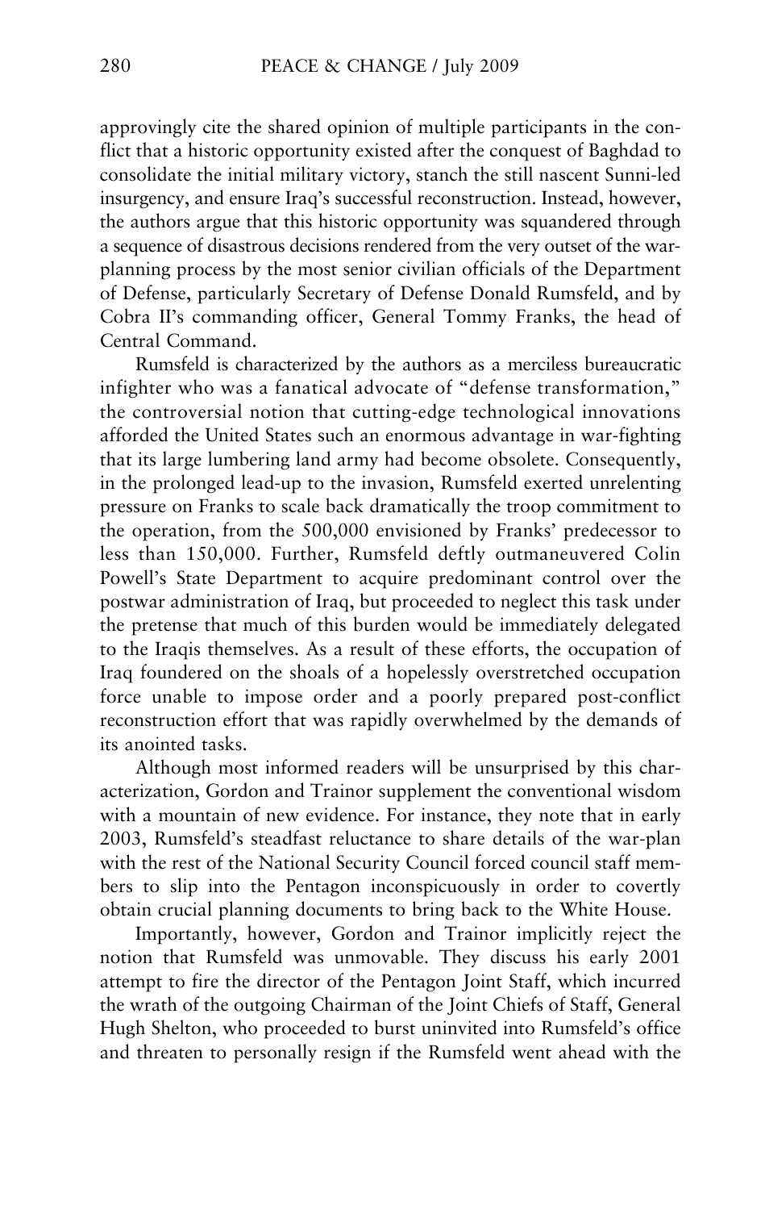approvingly cite the shared opinion of multiple participants in the conflict that a historic opportunity existed after the conquest of Baghdad to consolidate the initial military victory, stanch the still nascent Sunni-led insurgency, and ensure Iraq's successful reconstruction. Instead, however, the authors argue that this historic opportunity was squandered through a sequence of disastrous decisions rendered from the very outset of the war-planning process by the most senior civilian officials of the Department of Defense, particularly Secretary of Defense Donald Rumsfeld, and by Cobra II's commanding officer, General Tommy Franks, the head of Central Command.

Rumsfeld is characterized by the authors as a merciless bureaucratic infighter who was a fanatical advocate of "defense transformation," the controversial notion that cutting-edge technological innovations afforded the United States such an enormous advantage in war-fighting that its large lumbering land army had become obsolete. Consequently, in the prolonged lead-up to the invasion, Rumsfeld exerted unrelenting pressure on Franks to scale back dramatically the troop commitment to the operation, from the 500,000 envisioned by Franks' predecessor to less than 150,000. Further, Rumsfeld deftly outmaneuvered Colin Powell's State Department to acquire predominant control over the postwar administration of Iraq, but proceeded to neglect this task under the pretense that much of this burden would be immediately delegated to the Iraqis themselves. As a result of these efforts, the occupation of Iraq foundered on the shoals of a hopelessly overstretched occupation force unable to impose order and a poorly prepared post-conflict reconstruction effort that was rapidly overwhelmed by the demands of its anointed tasks.

Although most informed readers will be unsurprised by this characterization, Gordon and Trainor supplement the conventional wisdom with a mountain of new evidence. For instance, they note that in early 2003, Rumsfeld's steadfast reluctance to share details of the war-plan with the rest of the National Security Council forced council staff members to slip into the Pentagon inconspicuously in order to covertly obtain crucial planning documents to bring back to the White House.

Importantly, however, Gordon and Trainor implicitly reject the notion that Rumsfeld was unmovable. They discuss his early 2001 attempt to fire the director of the Pentagon Joint Staff, which incurred the wrath of the outgoing Chairman of the Joint Chiefs of Staff, General Hugh Shelton, who proceeded to burst uninvited into Rumsfeld's office and threaten to personally resign if the Rumsfeld went ahead with the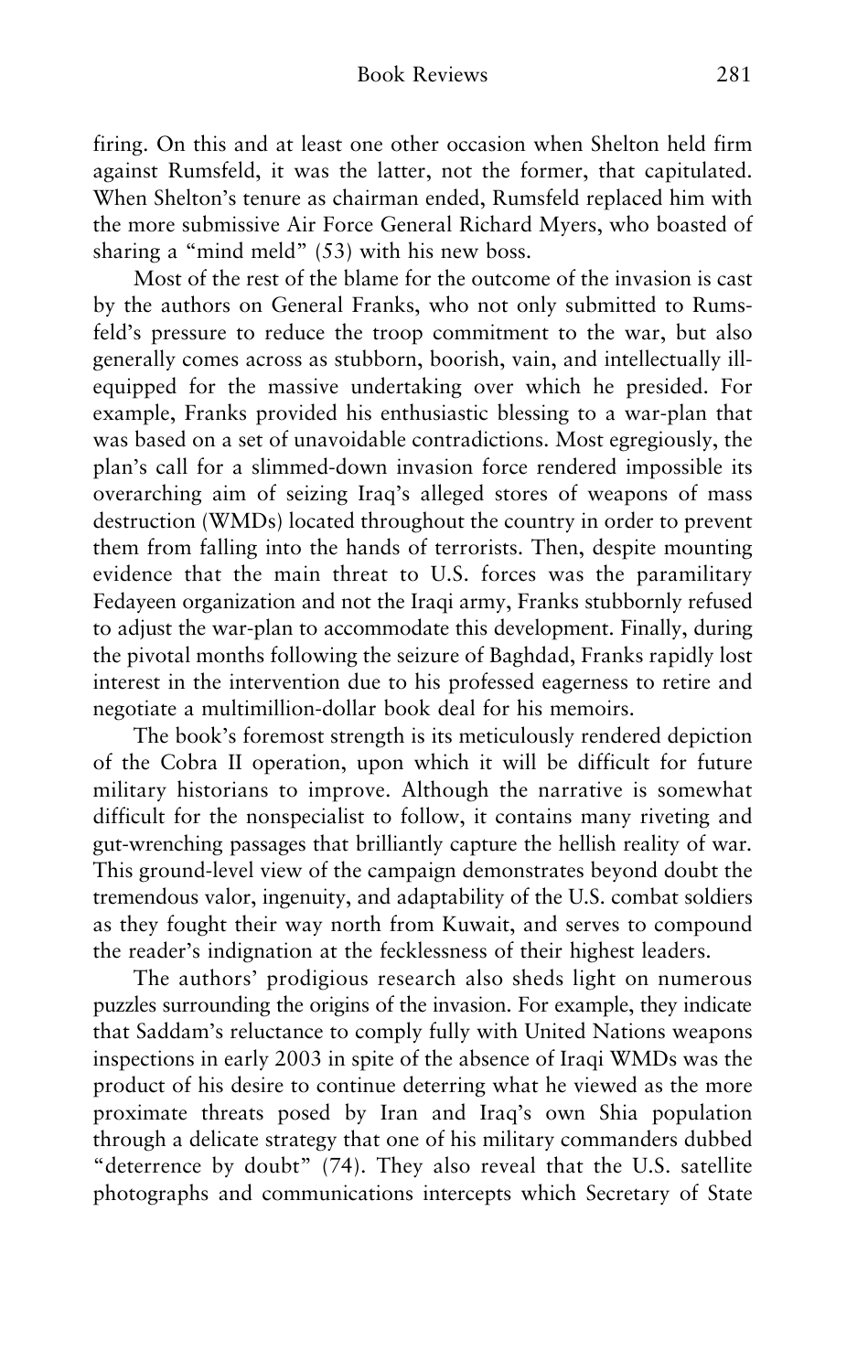firing. On this and at least one other occasion when Shelton held firm against Rumsfeld, it was the latter, not the former, that capitulated. When Shelton's tenure as chairman ended, Rumsfeld replaced him with the more submissive Air Force General Richard Myers, who boasted of sharing a "mind meld" (53) with his new boss.

Most of the rest of the blame for the outcome of the invasion is cast by the authors on General Franks, who not only submitted to Rumsfeld's pressure to reduce the troop commitment to the war, but also generally comes across as stubborn, boorish, vain, and intellectually ill-equipped for the massive undertaking over which he presided. For example, Franks provided his enthusiastic blessing to a war-plan that was based on a set of unavoidable contradictions. Most egregiously, the plan's call for a slimmed-down invasion force rendered impossible its overarching aim of seizing Iraq's alleged stores of weapons of mass destruction (WMDs) located throughout the country in order to prevent them from falling into the hands of terrorists. Then, despite mounting evidence that the main threat to U.S. forces was the paramilitary Fedayeen organization and not the Iraqi army, Franks stubbornly refused to adjust the war-plan to accommodate this development. Finally, during the pivotal months following the seizure of Baghdad, Franks rapidly lost interest in the intervention due to his professed eagerness to retire and negotiate a multimillion-dollar book deal for his memoirs.

The book's foremost strength is its meticulously rendered depiction of the Cobra II operation, upon which it will be difficult for future military historians to improve. Although the narrative is somewhat difficult for the nonspecialist to follow, it contains many riveting and gut-wrenching passages that brilliantly capture the hellish reality of war. This ground-level view of the campaign demonstrates beyond doubt the tremendous valor, ingenuity, and adaptability of the U.S. combat soldiers as they fought their way north from Kuwait, and serves to compound the reader's indignation at the fecklessness of their highest leaders.

The authors' prodigious research also sheds light on numerous puzzles surrounding the origins of the invasion. For example, they indicate that Saddam's reluctance to comply fully with United Nations weapons inspections in early 2003 in spite of the absence of Iraqi WMDs was the product of his desire to continue deterring what he viewed as the more proximate threats posed by Iran and Iraq's own Shia population through a delicate strategy that one of his military commanders dubbed "deterrence by doubt" (74). They also reveal that the U.S. satellite photographs and communications intercepts which Secretary of State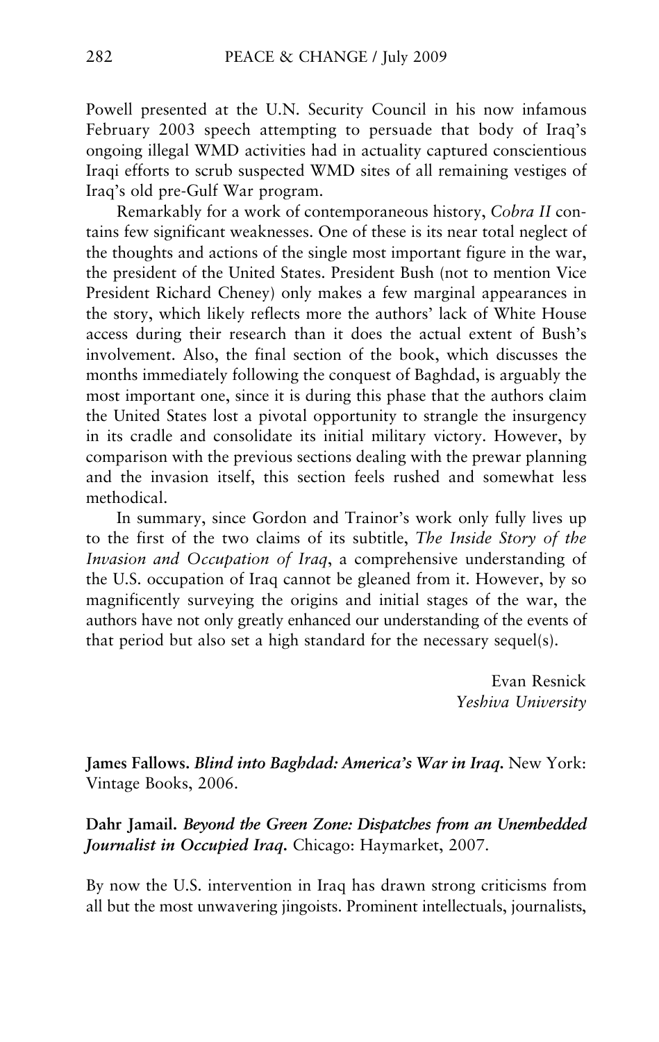Powell presented at the U.N. Security Council in his now infamous February 2003 speech attempting to persuade that body of Iraq's ongoing illegal WMD activities had in actuality captured conscientious Iraqi efforts to scrub suspected WMD sites of all remaining vestiges of Iraq's old pre-Gulf War program.

Remarkably for a work of contemporaneous history, *Cobra II* contains few significant weaknesses. One of these is its near total neglect of the thoughts and actions of the single most important figure in the war, the president of the United States. President Bush (not to mention Vice President Richard Cheney) only makes a few marginal appearances in the story, which likely reflects more the authors' lack of White House access during their research than it does the actual extent of Bush's involvement. Also, the final section of the book, which discusses the months immediately following the conquest of Baghdad, is arguably the most important one, since it is during this phase that the authors claim the United States lost a pivotal opportunity to strangle the insurgency in its cradle and consolidate its initial military victory. However, by comparison with the previous sections dealing with the prewar planning and the invasion itself, this section feels rushed and somewhat less methodical.

In summary, since Gordon and Trainor's work only fully lives up to the first of the two claims of its subtitle, *The Inside Story of the Invasion and Occupation of Iraq*, a comprehensive understanding of the U.S. occupation of Iraq cannot be gleaned from it. However, by so magnificently surveying the origins and initial stages of the war, the authors have not only greatly enhanced our understanding of the events of that period but also set a high standard for the necessary sequel(s).

Evan Resnick
*Yeshiva University*

**James Fallows.** ***Blind into Baghdad: America's War in Iraq.*** New York: Vintage Books, 2006.

**Dahr Jamail.** ***Beyond the Green Zone: Dispatches from an Unembedded Journalist in Occupied Iraq.*** Chicago: Haymarket, 2007.

By now the U.S. intervention in Iraq has drawn strong criticisms from all but the most unwavering jingoists. Prominent intellectuals, journalists,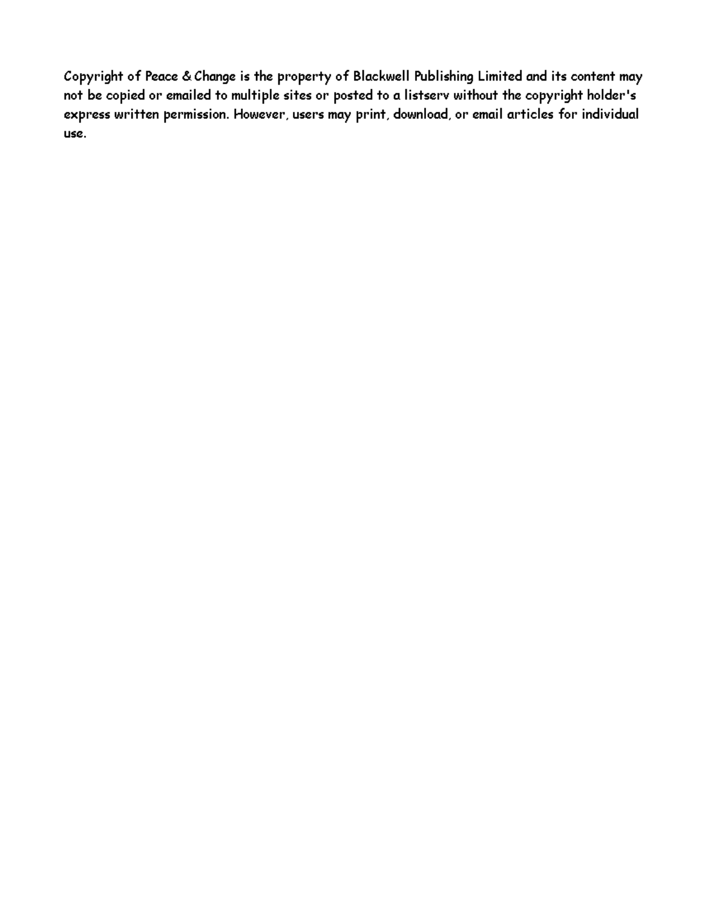Copyright of Peace & Change is the property of Blackwell Publishing Limited and its content may not be copied or emailed to multiple sites or posted to a listserv without the copyright holder's express written permission. However, users may print, download, or email articles for individual use.